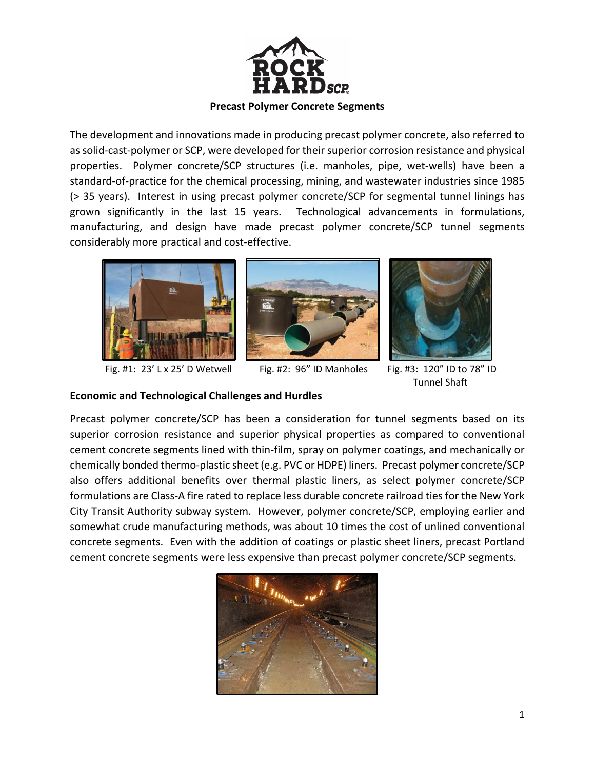**Precast Polymer Concrete Segments**

The development and innovations made in producing precast polymer concrete, also referred to as solid-cast-polymer or SCP, were developed for their superior corrosion resistance and physical properties. Polymer concrete/SCP structures (i.e. manholes, pipe, wet-wells) have been a standard-of-practice for the chemical processing, mining, and wastewater industries since 1985 (> 35 years). Interest in using precast polymer concrete/SCP for segmental tunnel linings has grown significantly in the last 15 years. Technological advancements in formulations, manufacturing, and design have made precast polymer concrete/SCP tunnel segments considerably more practical and cost-effective.

Fig. #1: 23' L x 25' D Wetwell

Fig. #2: 96" ID Manholes

Fig. #3: 120" ID to 78" ID Tunnel Shaft

## Economic and Technological Challenges and Hurdles

Precast polymer concrete/SCP has been a consideration for tunnel segments based on its superior corrosion resistance and superior physical properties as compared to conventional cement concrete segments lined with thin-film, spray on polymer coatings, and mechanically or chemically bonded thermo-plastic sheet (e.g. PVC or HDPE) liners. Precast polymer concrete/SCP also offers additional benefits over thermal plastic liners, as select polymer concrete/SCP formulations are Class-A fire rated to replace less durable concrete railroad ties for the New York City Transit Authority subway system. However, polymer concrete/SCP, employing earlier and somewhat crude manufacturing methods, was about 10 times the cost of unlined conventional concrete segments. Even with the addition of coatings or plastic sheet liners, precast Portland cement concrete segments were less expensive than precast polymer concrete/SCP segments.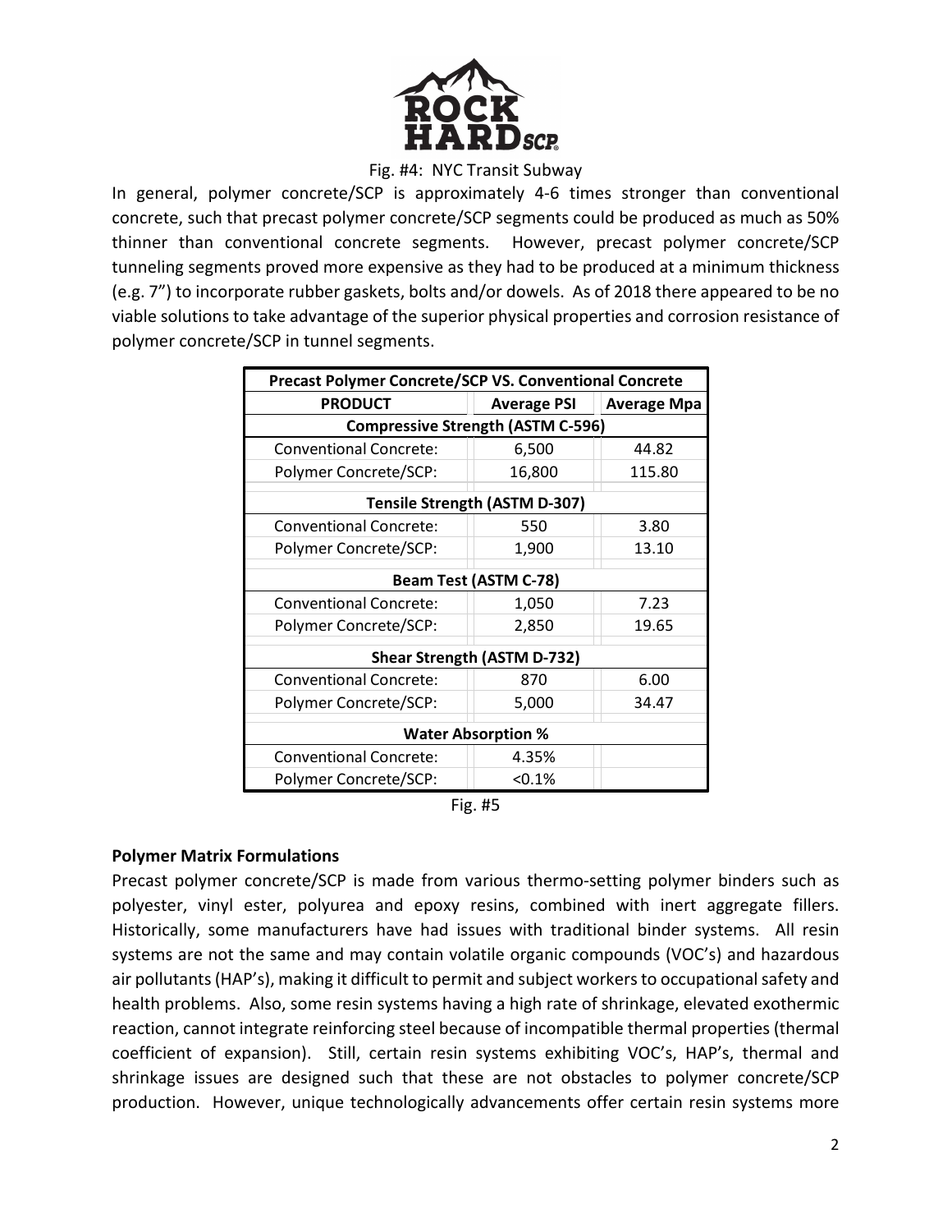Fig. #4: NYC Transit Subway

In general, polymer concrete/SCP is approximately 4-6 times stronger than conventional concrete, such that precast polymer concrete/SCP segments could be produced as much as 50% thinner than conventional concrete segments. However, precast polymer concrete/SCP tunneling segments proved more expensive as they had to be produced at a minimum thickness (e.g. 7") to incorporate rubber gaskets, bolts and/or dowels. As of 2018 there appeared to be no viable solutions to take advantage of the superior physical properties and corrosion resistance of polymer concrete/SCP in tunnel segments.

| Precast Polymer Concrete/SCP VS. Conventional Concrete | | |
|---|---|---|
| **PRODUCT** | **Average PSI** | **Average Mpa** |
| **Compressive Strength (ASTM C-596)** | | |
| Conventional Concrete: | 6,500 | 44.82 |
| Polymer Concrete/SCP: | 16,800 | 115.80 |
| **Tensile Strength (ASTM D-307)** | | |
| Conventional Concrete: | 550 | 3.80 |
| Polymer Concrete/SCP: | 1,900 | 13.10 |
| **Beam Test (ASTM C-78)** | | |
| Conventional Concrete: | 1,050 | 7.23 |
| Polymer Concrete/SCP: | 2,850 | 19.65 |
| **Shear Strength (ASTM D-732)** | | |
| Conventional Concrete: | 870 | 6.00 |
| Polymer Concrete/SCP: | 5,000 | 34.47 |
| **Water Absorption %** | | |
| Conventional Concrete: | 4.35% | |
| Polymer Concrete/SCP: | <0.1% | |

Fig. #5

**Polymer Matrix Formulations**

Precast polymer concrete/SCP is made from various thermo-setting polymer binders such as polyester, vinyl ester, polyurea and epoxy resins, combined with inert aggregate fillers. Historically, some manufacturers have had issues with traditional binder systems. All resin systems are not the same and may contain volatile organic compounds (VOC's) and hazardous air pollutants (HAP's), making it difficult to permit and subject workers to occupational safety and health problems. Also, some resin systems having a high rate of shrinkage, elevated exothermic reaction, cannot integrate reinforcing steel because of incompatible thermal properties (thermal coefficient of expansion). Still, certain resin systems exhibiting VOC's, HAP's, thermal and shrinkage issues are designed such that these are not obstacles to polymer concrete/SCP production. However, unique technologically advancements offer certain resin systems more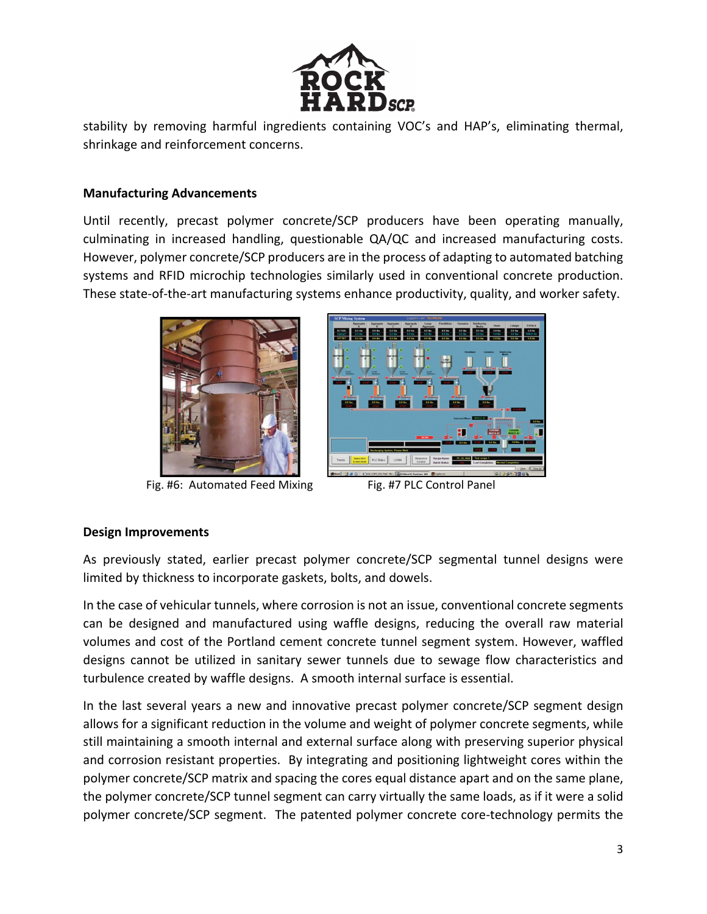stability by removing harmful ingredients containing VOC's and HAP's, eliminating thermal, shrinkage and reinforcement concerns.

**Manufacturing Advancements**

Until recently, precast polymer concrete/SCP producers have been operating manually, culminating in increased handling, questionable QA/QC and increased manufacturing costs. However, polymer concrete/SCP producers are in the process of adapting to automated batching systems and RFID microchip technologies similarly used in conventional concrete production. These state-of-the-art manufacturing systems enhance productivity, quality, and worker safety.

Fig. #6: Automated Feed Mixing

Fig. #7 PLC Control Panel

**Design Improvements**

As previously stated, earlier precast polymer concrete/SCP segmental tunnel designs were limited by thickness to incorporate gaskets, bolts, and dowels.

In the case of vehicular tunnels, where corrosion is not an issue, conventional concrete segments can be designed and manufactured using waffle designs, reducing the overall raw material volumes and cost of the Portland cement concrete tunnel segment system. However, waffled designs cannot be utilized in sanitary sewer tunnels due to sewage flow characteristics and turbulence created by waffle designs. A smooth internal surface is essential.

In the last several years a new and innovative precast polymer concrete/SCP segment design allows for a significant reduction in the volume and weight of polymer concrete segments, while still maintaining a smooth internal and external surface along with preserving superior physical and corrosion resistant properties. By integrating and positioning lightweight cores within the polymer concrete/SCP matrix and spacing the cores equal distance apart and on the same plane, the polymer concrete/SCP tunnel segment can carry virtually the same loads, as if it were a solid polymer concrete/SCP segment. The patented polymer concrete core-technology permits the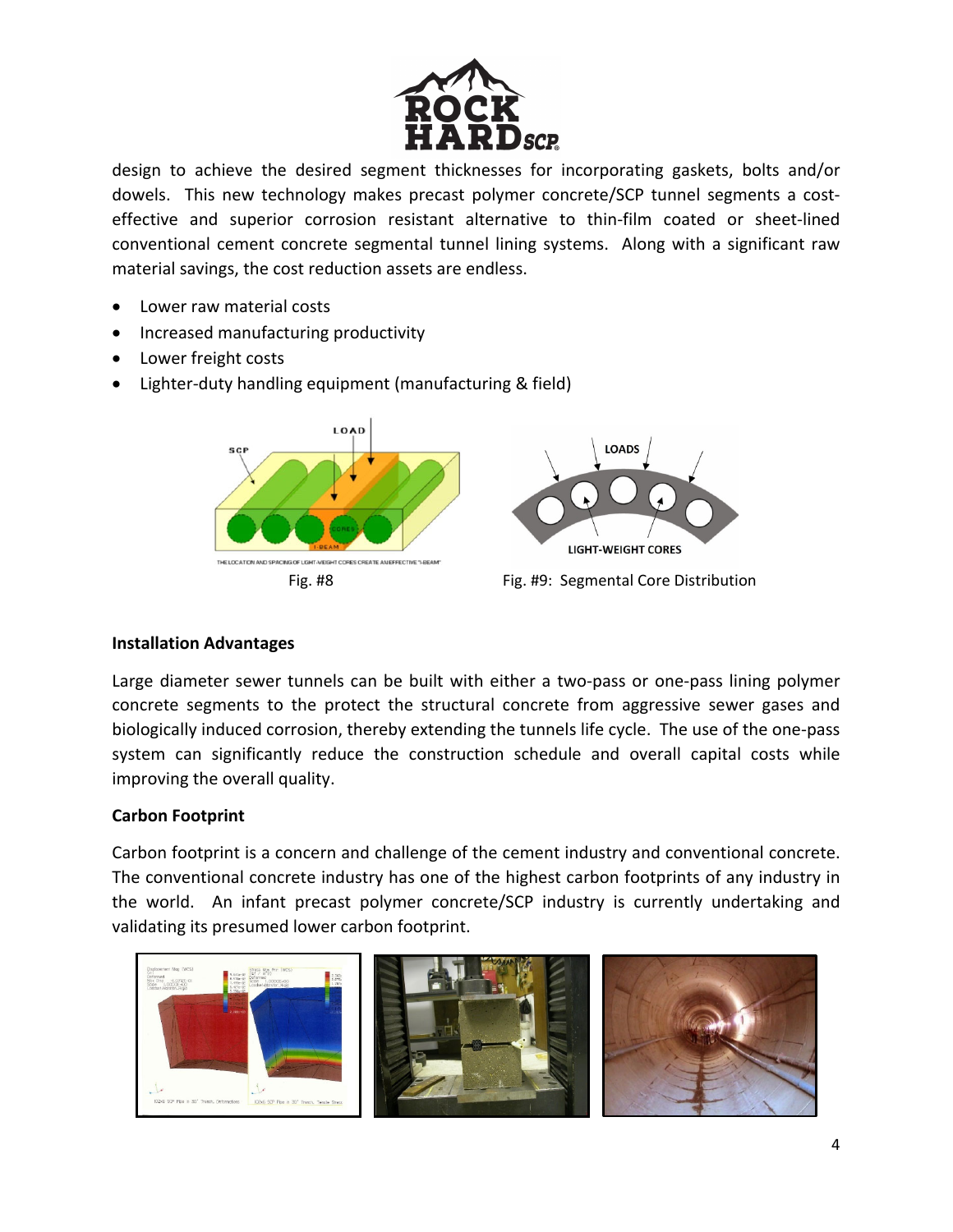design to achieve the desired segment thicknesses for incorporating gaskets, bolts and/or dowels. This new technology makes precast polymer concrete/SCP tunnel segments a cost-effective and superior corrosion resistant alternative to thin-film coated or sheet-lined conventional cement concrete segmental tunnel lining systems. Along with a significant raw material savings, the cost reduction assets are endless.

- Lower raw material costs
- Increased manufacturing productivity
- Lower freight costs
- Lighter-duty handling equipment (manufacturing & field)

Fig. #8

Fig. #9: Segmental Core Distribution

**Installation Advantages**

Large diameter sewer tunnels can be built with either a two-pass or one-pass lining polymer concrete segments to the protect the structural concrete from aggressive sewer gases and biologically induced corrosion, thereby extending the tunnels life cycle. The use of the one-pass system can significantly reduce the construction schedule and overall capital costs while improving the overall quality.

**Carbon Footprint**

Carbon footprint is a concern and challenge of the cement industry and conventional concrete. The conventional concrete industry has one of the highest carbon footprints of any industry in the world. An infant precast polymer concrete/SCP industry is currently undertaking and validating its presumed lower carbon footprint.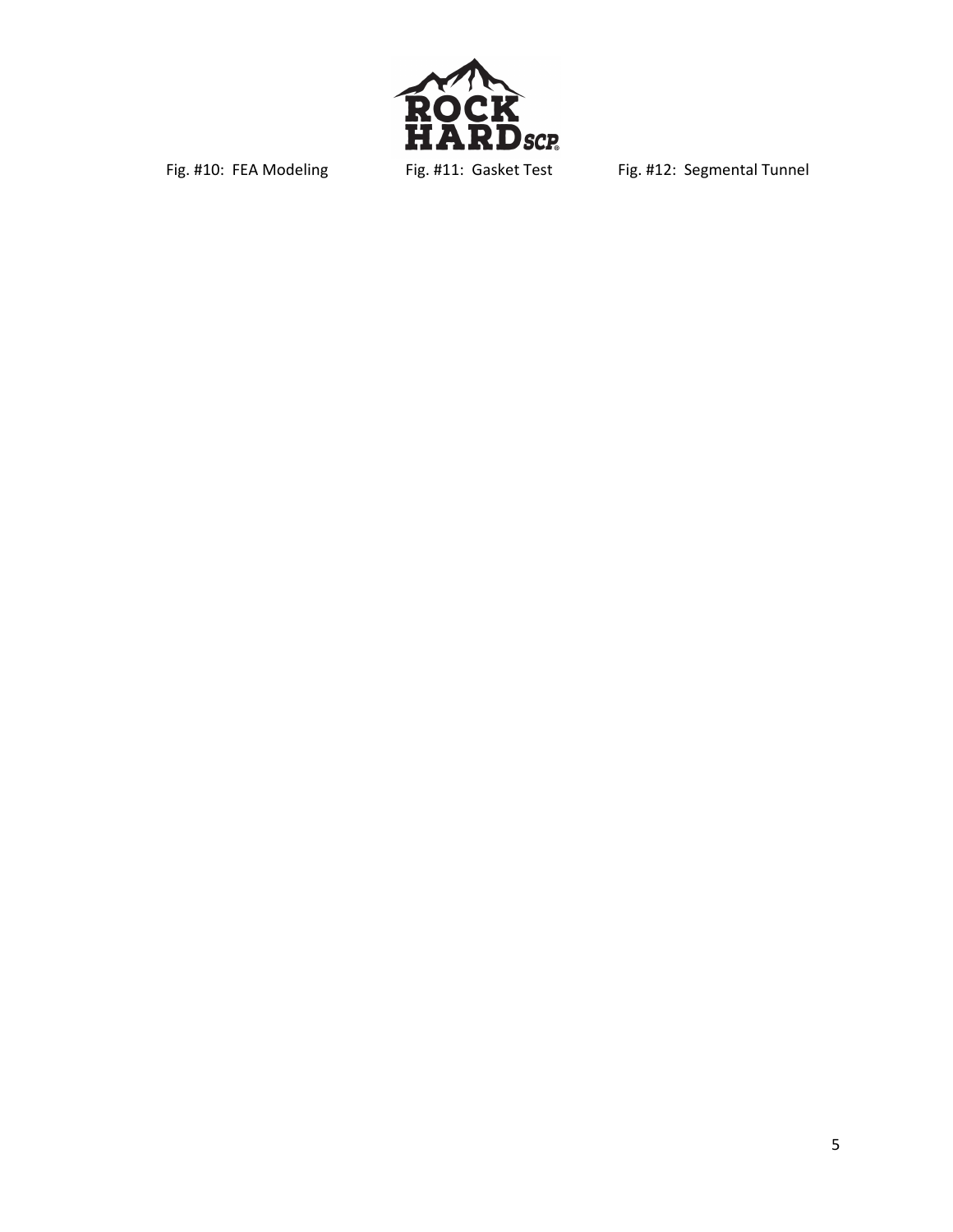Fig. #10: FEA Modeling

Fig. #11: Gasket Test

Fig. #12: Segmental Tunnel